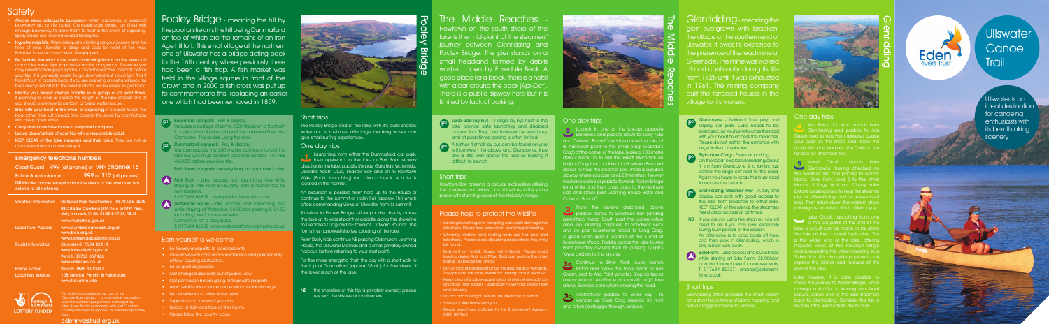## Safety

- **Always wear adequate buoyancy** when canoeing, a personal buoyancy aid or life jacket. Canoes/kayaks should be fitted with enough buoyancy to allow them to float in the event of capsizing. Spray decks are recommended for kayaks.
- **Hypothermia kills.** Wear adequate clothing for your journey and the time of year. Ullswater is deep and cold for most of the year. Fatalities have occurred when ill equipped.
- **Be flexible, the wind is the main controlling factor on the lake** and can make some trips impossible and/or dangerous. Therefore you may need to change your plans. Check the weather forecast before your trip. It is generally easier to go downwind but you might find it too difficult to paddle back. If you are planning an out and back trip then always set off into the wind so that it will be easier to get back.
- **Ideally you should always paddle in a group of at least three.** If planning to cross or paddle the length of the lake at least one of you should know how to perform a 'deep water rescue'.
- **Stay with your boat in the event of capsizing.** It is easier to see the boat rather than just a head. Stay close to the shore if uncomfortable with deep open water.
- **Carry and know how to use a map and compass.**
- **Leave plans/details of your trip with a responsible adult.**
- **KEEP CLEAR of the lake steamers and their piers.** They are not as manoeuvrable as a canoe/kayak.

## Emergency telephone numbers

Coast Guard **999 (all phones) or VHF channel 16**

Police & Ambulance **999 or 112 (all phones)**

NB Mobile 'phone reception in some areas of the lake does not extend to all networks.

| | | |
|---|---|---|
| Weather Information | National Park Weatherline | 0870 055 0575 |
| | BBC Radio Cumbria (FM 95.6 or MW 756), daily forecasts. 07.35, 08.35 & 17.35, 18.35 | |
| | www.metoffice.gov.uk | |
| Local River Access | www.cumbriacanoeists.org.uk | |
| | www.bcu.org.uk | |
| | www.ukriversguidebook.co.uk | |
| Tourist Information | Ullswater 017684 82414 | |
| | www.lake-district.gov.uk | |
| | Penrith 01768 867466 | |
| | www.visitreden.co.uk | |
| Police Station | Penrith 0845 3300247 | |
| Local bus service | 108 Service, Penrith & Patterdale | |
| | www.traveline.info | |

This leaflet was produced as part of the 'Discover Eden' project - a countryside recreation and interpretation programme managed by Eden Rivers Trust in partnership with East Cumbria Countryside Project supported by the Heritage Lottery Fund.

Heritage Lottery Fund — LOTTERY FUNDED

edenriverstrust.org.uk

## Pooley Bridge

**Pooley Bridge** - meaning the hill by the pool or stream, the hill being Dunmallard on top of which are the remains of an Iron Age hill fort. This small village at the northern end of Ullswater has a bridge dating back to the 16th century where previously there had been a fish trap. A fish market was held in the village square in front of the Crown and in 2000 a fish cross was put up to commemorate this, replacing an earlier one which had been removed in 1859.

**P1** **Eusemere car park** - Pay & display. Requires a portage of some 300mts down a footpath to launch from the beach past the Lakeland Boat Hire Company. This avoids using the river.

**P2** **Dunmallard car park** - Pay & display. You can paddle the 200 metres upstream to join the lake but you must contact Dalemain Estates T: 017684 86450 before your river trip.

**Both these car parks are very busy on a summer's day.**

**Park Foot** - Lake access and launching free while staying at Park Foot. £4.50/day park & launch fee for non-residents. T: 017684 86309 www.parkfootullswater.co.uk

**Waterside House** - Lake access and launching free while staying at Waterside. £4.50/day parking & £4.50 launching fee for non-residents. Canoe hire on a daily basis. T: 017684 86332 www.watersidefarm-campsite.co.uk

### Earn yourself a welcome

- Be friendly and polite to local residents.
- Drive slowly with care and consideration and park sensibly without causing obstruction.
- Be as quiet as possible.
- Get changed discreetly out of public view.
- Get permission before going onto private property.
- Avoid wildlife disturbance and environmental damage.
- Be considerate to other water users.
- Support local business if you can.
- Unload kit tidily and take all litter home.
- Please follow the country code.

### Short trips

The Pooley Bridge end of the lake, with it's quite shallow water and sometimes fairly large breaking waves can give small surfing experiences.

### One day trips

**1** Launching from either the Dunmallard car park, then upstream to the lake or Park Foot slipway direct onto the lake, paddle SW past Gale Bay, Waterside, Ullswater Yacht Club, Sharrow Bay and on to Howtown Wyke (Public launching) for a lunch break. A hotel is located in the hamlet.

An excursion is possible from here up to the Hause or continue to the summit of Hallin Fell (approx 1hr) which offers commanding views of Ullswater from its summit.

To return to Pooley Bridge, either paddle directly across the lake at its widest point or paddle along the shoreline to Geordie's Crag and NE towards Outward Bound\*, this forms the narrowest/shortest crossing of the lake.

From Skelly Nab continue NE passing Oldchurch, Leeming House, the Ullswater Marinas and a small privately owned harbour, before returning to your start point.

For the more energetic finish the day with a short walk to the top of Dunmallard (approx 35min) for fine views of the lower reach of the lake.

NB the shoreline of this trip is privately owned; please respect the wishes of landowners.

## The Middle Reaches

**The Middle Reaches** - Howtown on the south shore of the lake is the mid-point of the steamers' journey between Glenridding and Pooley Bridge. The pier stands on a small headland formed by debris washed down by Fusedale Beck. A good place for a break, there is a hotel with a bar around the back (Apr-Oct). There is a public slipway here but it is limited by lack of parking.

**P3** **Lake side lay-bys** - 4 large lay-bys next to the lake provide safe launching and disabled access too. They can however be very busy and at peak times parking is often limited.

**P4** A further 4 small lay-bys can be found on your left between the above and Glencoyne, they are a little way above the lake so making it difficult to launch.

### Short trips

Howtown Bay presents a circular exploration offering the narrowest and widest part of the lake in the same place with stunning views of the Helvellyn range.

### Please help to protect the wildlife

- Landing/launching and trampling can easily damage the lakeshore. Please take care when launching or landing.
- Wintering wildfowl and nesting birds use the lake and lakeshores. Please avoid disturbing areas where they may be found.
- Birds nest on Norfolk (House Holm) Island. Please avoid landing during April and May. Birds also nest on the other islands, so please be aware.
- Do not land or paddle amongst the reed beds or wetlands. They provide valuable shelter for nesting birds & wildfowl.
- Keep clear of shallow gravel areas of rivers where salmon and trout may spawn - especially November, December and January.
- Do not camp or light fires on the lakeshore or islands.
- Take your litter home with you.
- Please report any pollution to the Environment Agency: 0800 807060

### One day trips

**2** Launch in one of the lay-bys opposite Sandwick and paddle down to Skelly Nab and Outward Bound\* and then cross the lake at its narrowest point to the small crag (Geordie's Crag) at the corner of the lake. Make a 100 metre detour back up to visit the Birkett Memorial on Kailpot Crag then paddle into Howtown Bay and across to near the steamer pier. There is a public slipway where you can land. Either return the way you have come or paddle towards Pooley Bridge for a while and then cross back to the northern side and return past Leeming House Hotel and Outward Bound\*.

**3** From the lay-bys described above paddle across to Sandwick Bay (landing permitted), head South past the conservation area (no landing) adjacent to Sandwick Beck and on past Scalehowe Wood to Long Crag. A good lunch spot is located at the S end of Scalehowe Wood. Paddle across the lake to Aira Point (privately owned) then NE passing Lyulph's Tower and on to the lay-bys.

**3a** Continue to Silver Point, round Norfolk Island and follow the shore back to Aira Green, next to Aira Point (private). Stop for tea or a wander up to Aira Force (approx 40 min if time allows. Exercise care when crossing the road.

**3b** Alternatively paddle to Silver Bay - to wander up Silver Crag (approx 35 min) and return (a struggle through Juniper).

## Glenridding

**Glenridding** - meaning the glen overgrown with bracken, the village at the southern end of Ullswater. It owes its existence to the presence of the lead mine at Greenside. The mine was worked almost continually during its life from 1825 until it was exhausted in 1961. The mining company built the terraced houses in the village for its workers.

**P5** **Glencoyne** - National Trust pay and display car park. Care needs to be exercised, as you have to cross the road with your boat to access the beaches. Please do not restrict the entrance with large trailers or vehicles.

**P6** **Stybarrow Crag** - Free car parking. On the road towards Glenridding about 1 km from Glencoyne is a lay-by, just before the large cliff next to the road. Again you have to cross this busy road to access the beach.

**P7** **Glenridding 'Steamer' Pier** - A pay and display car park with good access to the lake from beaches to either side. KEEP CLEAR of the pier as the steamers need clear access at all times.

NB If you are not using the steamer, you will need to ask if you can park, especially during busy periods of the season. An alternative is to drop boats off here and then park in Glenridding, which is only a short walk away.

**Side Farm** - Lake access and launch free while staying at Side Farm. £5.00/day park and launch fee for non-residents. T: 017684 82337 andrea@sidefarm.fsnet.co.uk

### Short trips

Glenridding offers perhaps the most variety for a short trip in terms of island hopping and has a craggy shoreline to explore.

### One day trips

**4** Aira Force for tea! Launch from Glenridding and paddle to Aira Green next to Aira Point (private). Leave your boat on the shore and follow the footpath to the road and the Café on the far side for afternoon tea.

**5** Island Circuit. Launch from Glencoyne (having checked on the weather first) and paddle to Norfolk Island, Silver Point, and 3 to the other islands of Lingy, Wall, and Cherry Holm before crossing back to near the steamer pier at Glenridding and a refreshment stop. Then return down the western shore passing the wooded cliffs to Glencoyne.

**6** Lake Circuit. Launching from one of the car parks at this end of the lake, a circuit can be made as far down the lake as the canoeist feels able. This is the wider end of the lake, offering majestic views of the Helvellyn range and surrounding hills when travelling in a S direction. It is also quite possible to just explore the islands and features at this end of the lake.

Lake Traverse. It is quite possible to make the journey to Pooley Bridge. Either arrange a shuttle or, leaving your boat secure, catch one of the lake steamers back to Glenridding. Consider the trip in reverse if the wind is from the N or NE.

# Ullswater Canoe Trail

Eden Rivers Trust

Ullswater is an ideal destination for canoeing enthusiasts with its breathtaking scenery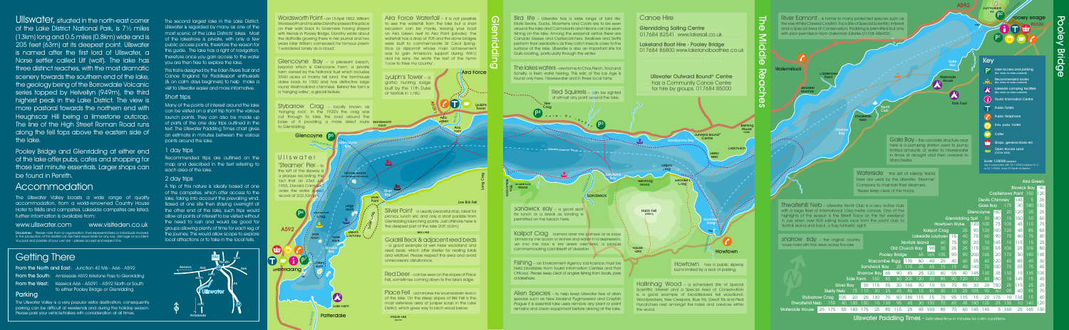**Ullswater**, situated in the north-east corner of the Lake District National Park, is 7½ miles (13km) long and 0.5 miles (0.8km) wide and is 205 feet (63m) at its deepest point. Ullswater is named after the first lord of Ullswater, a Norse settler called Ulf (wolf). The lake has three distinct reaches, with the most dramatic scenery towards the southern end of the lake, the geology being of the Borrowdale Volcanic series topped by Helvellyn (949m), the third highest peak in the Lake District. The view is more pastoral towards the northern end with Heughscar Hill being a limestone outcrop. The line of the High Street Roman Road runs along the fell tops above the eastern side of the lake.

Pooley Bridge and Glenridding at either end of the lake offer pubs, cafes and shopping for those last minute essentials. Larger shops can be found in Penrith.

## Accommodation

The Ullswater Valley boasts a wide range of quality accommodation, from a world-renowned Country House Hotel to B&Bs and campsites. Lakeside campsites are listed, further information is available from:

www.ullswater.com www.visiteden.co.uk

Disclaimer: Please note that no organisation, their representatives or individuals involved in the production of this leaflet can be held responsible for any loss, damage or accident. You park and paddle at your own risk – please accept and respect this.

## Getting There

**From the North and East:** Junction 40 M6 - A66 - A592

**From the South:** Ambleside A592 Kirkstone Pass to Glenridding

**From the West:** Keswick A66 - A5091 - A592 North or South to either Pooley Bridge or Glenridding

### Parking

The Ullswater Valley is a very popular visitor destination; consequently parking can be difficult at weekends and during the holiday season. Please park your vehicle/trailers with consideration of all times.

The second largest lake in the Lake District, Ullswater is regarded by many as one of the most scenic of the Lake Districts' lakes. Most of the Lakeshore is private, with only a few public access points, therefore the reason for this guide. The lake has a right of navigation, therefore once you gain access to the water you are then free to explore the lake.

This trail is designed by the Eden Rivers Trust and Canoe England's for Paddlesport enthusiasts (& on calm days beginners) to help make a visit to Ullswater easier and more informative.

### Short trips

Many of the points of interest around the lake can be visited on a short trip from the various launch points. They can also be made up of parts of the one day trips outlined in the text. The Ullswater Paddling Times chart gives an estimate in minutes between the various points around the lake.

### 1 day trips

Recommended trips are outlined on the map and described in the text referring to each area of the lake.

### 2 day trips

A trip of this nature is ideally based at one of the campsites, which offer access to the lake, taking into account the prevailing wind. Based at one site then staying overnight at the other end of the lake, such trips would allow all points of interest to be visited without the need to rush and would be good for groups allowing plenty of time for each leg of the journey. This would allow scope to explore local attractions or to take in the local fells.

## Glenridding

**Wordsworth Point** – on 15 April 1802, William Wordsworth and his sister Dorothy passed this place on their walk back to Grasmere having stayed with friends in Pooley Bridge. Dorothy wrote about the daffodils growing there in her journal and two years later William composed his famous poem "I wandered lonely as a cloud".

**Glencoyne Bay** – a pleasant beach, beyond which is Glencoyne Farm, a private farm owned by the National Trust which includes 2500 acres of mainly fell land. The farmhouse dates back to 1500 and has distinctive large round 'Westmorland chimneys'. Behind the farm is a 'hanging valley', a glacial feature.

**Stybarrow Crag** – locally known as 'hanging rock'. In the 1920's the crag was cut through to take the road around the base of it providing a more direct route to Glenridding.

**Aira Force Waterfall** – it is not possible to see the waterfall from the lake but a short excursion can be made, leaving your boat on Aira Green next to Aira Point (private). The waterfall has a drop of 70ft and the stone bridges were built to commemorate Sir Cecil Spring-Rice (a diplomat whose main achievement was to gain America's support during WW1) and his sons. He wrote the text of the hymn 'I vow to thee my country'.

**Lyulph's Tower** – a gothic hunting lodge built by the 11th Duke of Norfolk in 1780.

**Ullswater 'Steamer' Pier** – to the left of the slipway is a plaque recording the fact that on 23rd July 1955, Donald Campbell broke the water speed record at 202.32mph.

**Silver Point** – a usually peaceful stop, ideal for picnics, lunch etc and only a short paddle from Glenridding launching points. Just offshore here is the deepest part of the lake 205' (63m).

**Goldrill Beck & adjacent reed beds** – a good example of wet Alder woodland and reed beds, which offer shelter for nesting birds and wildfowl. Please respect this area and avoid unnecessary disturbance.

**Red Deer** – can be seen on the slopes of Place Fell, sometimes coming down to the lake's edge.

**Place Fell** – dominates the southern eastern reach of the lake. On the steep slopes of this fell is the most extensive area of juniper scrub in the Lake District, which gives way to birch wood below.

**Bird life** – Ullswater has a wide range of bird life. Mute Swans, Ducks, Moorhens and Coots are to be seen around the lake and Cormorants and Herons can be seen fishing on the lake. Among the seasonal visitors there are Canada Geese and Oystercatchers. Swallows and Swifts perform their aerobatics as they catch insects close to the surface of the lake. Ullswater is also an important site for Gulls roosting, particularly through the winter.

**The lake waters** – are home to Char, Perch, Trout and Schelly, a fresh water herring. This relic of the Ice Age is found only here, Haweswater and in three local tarns.

**Red Squirrels** – can be sighted at almost any point around the lake.

## Canoe Hire

Glenridding Sailing Centre
017684 82541 www.lakesail.co.uk

Lakeland Boat Hire - Pooley Bridge
017684 86800 www.lakelandboathire.co.uk

Ullswater Outward Bound® Centre has a Community Canoe Centre for hire by groups. 017684 85000

## The Middle Reaches

**Sandwick Bay** – a good spot for lunch or a break as landing is permitted on the beach here.

**Kailpot Crag** – named after the pothole at its base formed by the action of stones and water in a depression. Just west of the rock is the Wainwright memorial, a plaque commemorating Lord Birkett of Ulverston.

**Fishing** – an Environment Agency rod licence must be held (available from Tourist Information Centres and Post Offices). Please keep clear of anglers fishing from boats, piers or lakeshore.

**Alien Species** – to help keep Ullswater free of alien species such as New Zealand Pygmyweed and Crayfish Plague it is essential take users remove any plant or plant remains and clean equipment before arriving at the lake.

**Howtown** – has a public slipway but is limited by a lack of parking.

**Hallinhag Wood** – a scheduled Site of Special Scientific Interest and a Special Area of Conservation is a good example of broadleaved fell woodland. Woodpeckers, Tree Creepers, Blue Tits, Great Tits and Pied Flycatchers nest amongst the holes and crevices within the wood.

## Pooley Bridge

**River Eamont** – is home to many protected species such as the rare White Clawed Crayfish. It is a Site of Special Scientific Interest and a Special Area of Conservation. Paddling is permitted but only with prior permission from Dalemain Estates 01768 486450.

**Gale Bay** – the concrete structure here is a pumping station used to pump limited amounts of water to Haweswater in times of drought and then onwards to Manchester.

**Waterside** – the set of railway tracks here are used by the Ullswater 'Steamer' Company to maintain their steamers. Please keep clear of the tracks.

**Thwaitehill Neb** – Ullswater Yacht Club is a very active club with a large fleet of international 12sq metre canoes. One of the highlights of the season is the Birkett Race on the first weekend in July when over 500 sailing boats race from the yacht club to Norfolk Island and back, a truly fantastic sight.

**Sharrow Bay** – the 'original' country house hotel with fine views across the lake.

### Key

- Lake access and parking
- Recommended routes
- Launching/landing facilities
- Tourist Information Centre
- Public Toilets
- Public Telephone
- Inns, pubs, hotels
- Cafes
- Shops, general stores etc
- Open Access Land

Scale: 1:25000

## Ullswater Paddling Times – Estimated time in minutes for calm conditions

| | Aira Green | Blowick Bay | Castlehows Point | Devils Chimney | Gale Bay | Glencoyne | Glenridding Spit | Howtown Wyke | Kailpot Crag | Lakeside Laybyes | Norfolk Island | Old Church Bay | Pooley Bridge | Roscombe Rigg | Sandwick Bay | Sharrow Bay | Side Farm | Silver Bay | Skelly Neb | Stybarrow Crag | Thwaitehill Neb |
|---|---|---|---|---|---|---|---|---|---|---|---|---|---|---|---|---|---|---|---|---|---|
| Blowick Bay | 90 | | | | | | | | | | | | | | | | | | | | |
| Castlehows Point | 150 | 120 | | | | | | | | | | | | | | | | | | | |
| Devils Chimney | 145 | 5 | 35 | | | | | | | | | | | | | | | | | | |
| Gale Bay | 175 | 30 | 180 | 150 | | | | | | | | | | | | | | | | | |
| Glencoyne | 50 | 20 | 120 | 25 | 25 | | | | | | | | | | | | | | | | |
| Glenridding Spit | 60 | 85 | 5 | 155 | 10 | | | | | | | | | | | | | | | | |
| Howtown Wyke | 120 | 100 | 75 | 105 | 45 | 110 | 75 | | | | | | | | | | | | | | |
| Kailpot Crag | 25 | 90 | 120 | 150 | 120 | 45 | 85 | 55 | | | | | | | | | | | | | |
| Lakeside Laybyes | 15 | 40 | 75 | 60 | 90 | 75 | 60 | 75 | 40 | | | | | | | | | | | | |
| Norfolk Island | 60 | 75 | 90 | 20 | 10 | 145 | 10 | 15 | 15 | 25 | | | | | | | | | | | |
| Old Church Bay | 90 | 35 | 25 | 115 | 105 | 55 | 105 | 25 | 80 | | | | | | | | | | | | |
| Pooley Bridge | 65 | 165 | 105 | 90 | 90 | 200 | 165 | 20 | 175 | 50 | 180 | 145 | | | | | | | | | |
| Roscombe Rigg | 135 | 60 | 40 | 25 | 40 | 60 | 55 | 40 | 120 | 40 | 85 | 45 | 30 | | | | | | | | |
| Sandwick Bay | 25 | 115 | 35 | 65 | 15 | 15 | 40 | 140 | 70 | 180 | 15 | 45 | 75 | | | | | | | | |
| Sharrow Bay | 55 | 90 | 45 | 25 | 120 | 60 | 55 | 40 | 145 | 130 | 35 | 130 | 15 | 135 | 105 | | | | | | |
| Side Farm | 150 | 55 | 60 | 200 | 130 | 30 | 85 | 90 | 120 | 10 | 40 | 90 | 15 | 45 | 45 | | | | | | |
| Silver Bay | 35 | 115 | 55 | 30 | 165 | 90 | 10 | 55 | 70 | 85 | 30 | 20 | 150 | 25 | 115 | 25 | 75 | | | | |
| Skelly Neb | 75 | 110 | 30 | 25 | 45 | 85 | 15 | 85 | 30 | 10 | 25 | 105 | 90 | 90 | 30 | 95 | 70 | | | | |
| Stybarrow Crag | 105 | 20 | 25 | 130 | 75 | 90 | 180 | 115 | 15 | 35 | 95 | 115 | 15 | 20 | 175 | 15 | 135 | 15 | | | |
| Thwaitehill Neb | 150 | 40 | 130 | 150 | 10 | 130 | 95 | 45 | 30 | 130 | 70 | 60 | 45 | 150 | 120 | 25 | 135 | 10 | 120 | | |
| Waterside House | 25 | 175 | 55 | 140 | 175 | 25 | 85 | 115 | 25 | 45 | 150 | 85 | 70 | 60 | 145 | 145 | 5 | 160 | 25 | 165 | 130 |